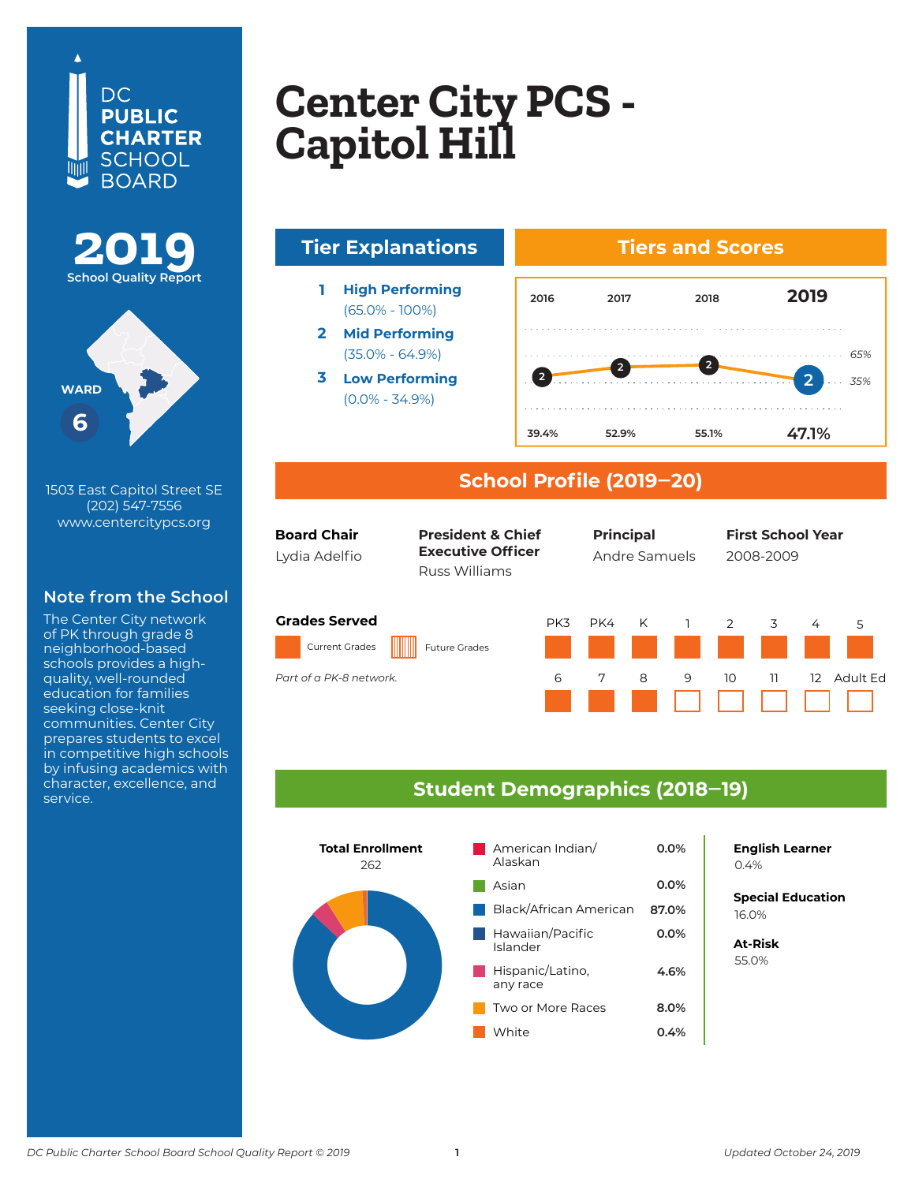DC PUBLIC CHARTER SCHOOL BOARD

**2019** School Quality Report

WARD **6**

1503 East Capitol Street SE
(202) 547-7556
www.centercitypcs.org

## Note from the School

The Center City network of PK through grade 8 neighborhood-based schools provides a high-quality, well-rounded education for families seeking close-knit communities. Center City prepares students to excel in competitive high schools by infusing academics with character, excellence, and service.

# Center City PCS - Capitol Hill

## Tier Explanations

1. **High Performing** (65.0% - 100%)
2. **Mid Performing** (35.0% - 64.9%)
3. **Low Performing** (0.0% - 34.9%)

## Tiers and Scores

| | 2016 | 2017 | 2018 | 2019 |
|---|---|---|---|---|
| Tier | 2 | 2 | 2 | 2 |
| Score | 39.4% | 52.9% | 55.1% | 47.1% |

## School Profile (2019–20)

**Board Chair**
Lydia Adelfio

**President & Chief Executive Officer**
Russ Williams

**Principal**
Andre Samuels

**First School Year**
2008-2009

**Grades Served**

Current Grades: PK3, PK4, K, 1, 2, 3, 4, 5, 6, 7, 8

*Part of a PK-8 network.*

## Student Demographics (2018–19)

**Total Enrollment**
262

| Race/Ethnicity | Percent |
|---|---|
| American Indian/ Alaskan | 0.0% |
| Asian | 0.0% |
| Black/African American | 87.0% |
| Hawaiian/Pacific Islander | 0.0% |
| Hispanic/Latino, any race | 4.6% |
| Two or More Races | 8.0% |
| White | 0.4% |

**English Learner**
0.4%

**Special Education**
16.0%

**At-Risk**
55.0%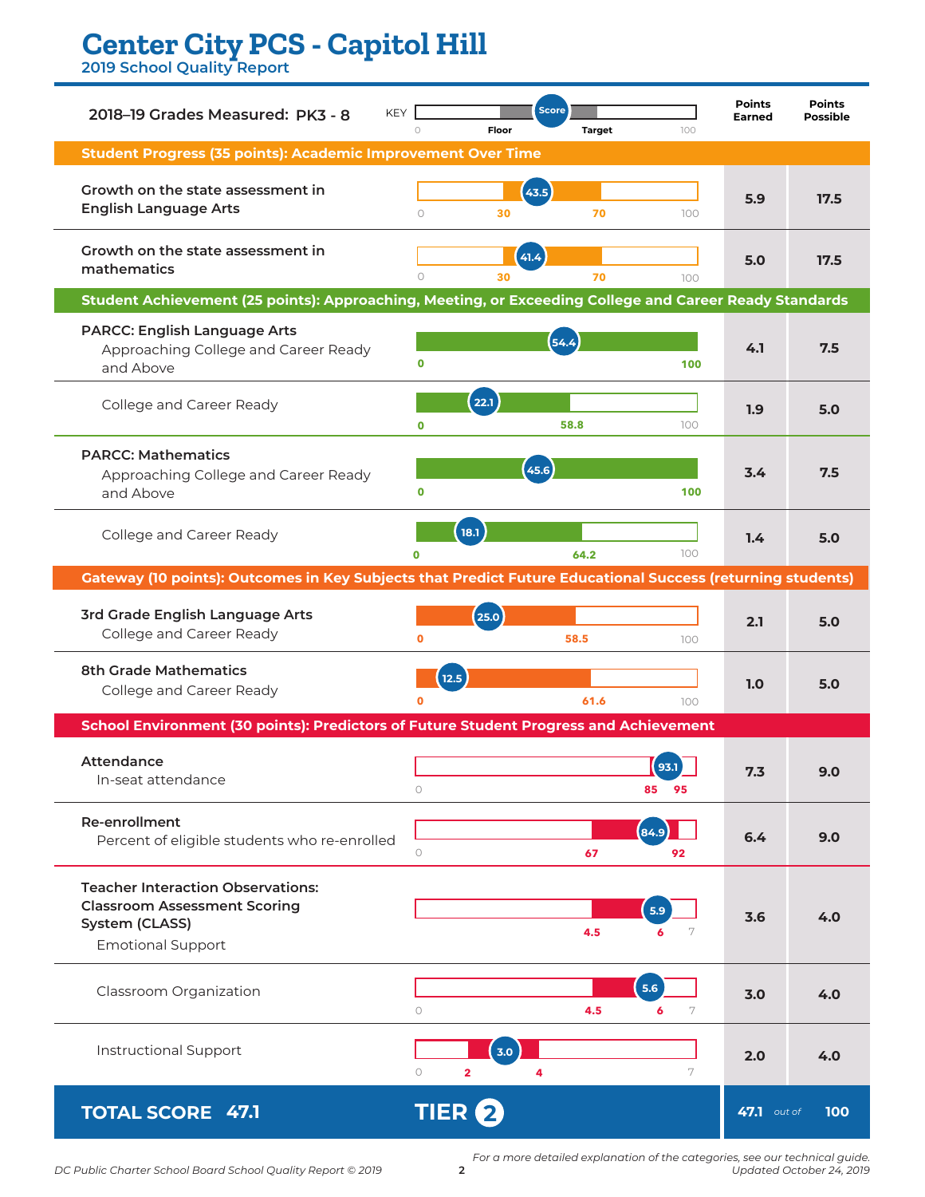# Center City PCS - Capitol Hill

## 2019 School Quality Report

**2018–19 Grades Measured: PK3 - 8**

KEY: 0 — Floor — Score — Target — 100

| Measure | Score | Floor | Target | Max | Points Earned | Points Possible |
|---|---|---|---|---|---|---|
| **Student Progress (35 points): Academic Improvement Over Time** | | | | | | |
| Growth on the state assessment in English Language Arts | 43.5 | 30 | 70 | 100 | 5.9 | 17.5 |
| Growth on the state assessment in mathematics | 41.4 | 30 | 70 | 100 | 5.0 | 17.5 |
| **Student Achievement (25 points): Approaching, Meeting, or Exceeding College and Career Ready Standards** | | | | | | |
| PARCC: English Language Arts — Approaching College and Career Ready and Above | 54.4 | 0 | 100 | | 4.1 | 7.5 |
| College and Career Ready | 22.1 | 0 | 58.8 | 100 | 1.9 | 5.0 |
| PARCC: Mathematics — Approaching College and Career Ready and Above | 45.6 | 0 | 100 | | 3.4 | 7.5 |
| College and Career Ready | 18.1 | 0 | 64.2 | 100 | 1.4 | 5.0 |
| **Gateway (10 points): Outcomes in Key Subjects that Predict Future Educational Success (returning students)** | | | | | | |
| 3rd Grade English Language Arts — College and Career Ready | 25.0 | 0 | 58.5 | 100 | 2.1 | 5.0 |
| 8th Grade Mathematics — College and Career Ready | 12.5 | 0 | 61.6 | 100 | 1.0 | 5.0 |
| **School Environment (30 points): Predictors of Future Student Progress and Achievement** | | | | | | |
| Attendance — In-seat attendance | 93.1 | 85 | 95 | | 7.3 | 9.0 |
| Re-enrollment — Percent of eligible students who re-enrolled | 84.9 | 67 | 92 | | 6.4 | 9.0 |
| Teacher Interaction Observations: Classroom Assessment Scoring System (CLASS) — Emotional Support | 5.9 | 4.5 | 6 | 7 | 3.6 | 4.0 |
| Classroom Organization | 5.6 | 4.5 | 6 | 7 | 3.0 | 4.0 |
| Instructional Support | 3.0 | 2 | 4 | 7 | 2.0 | 4.0 |

**TOTAL SCORE 47.1** | **TIER 2** | **47.1** out of **100**

*For a more detailed explanation of the categories, see our technical guide.*

*DC Public Charter School Board School Quality Report © 2019*

*Updated October 24, 2019*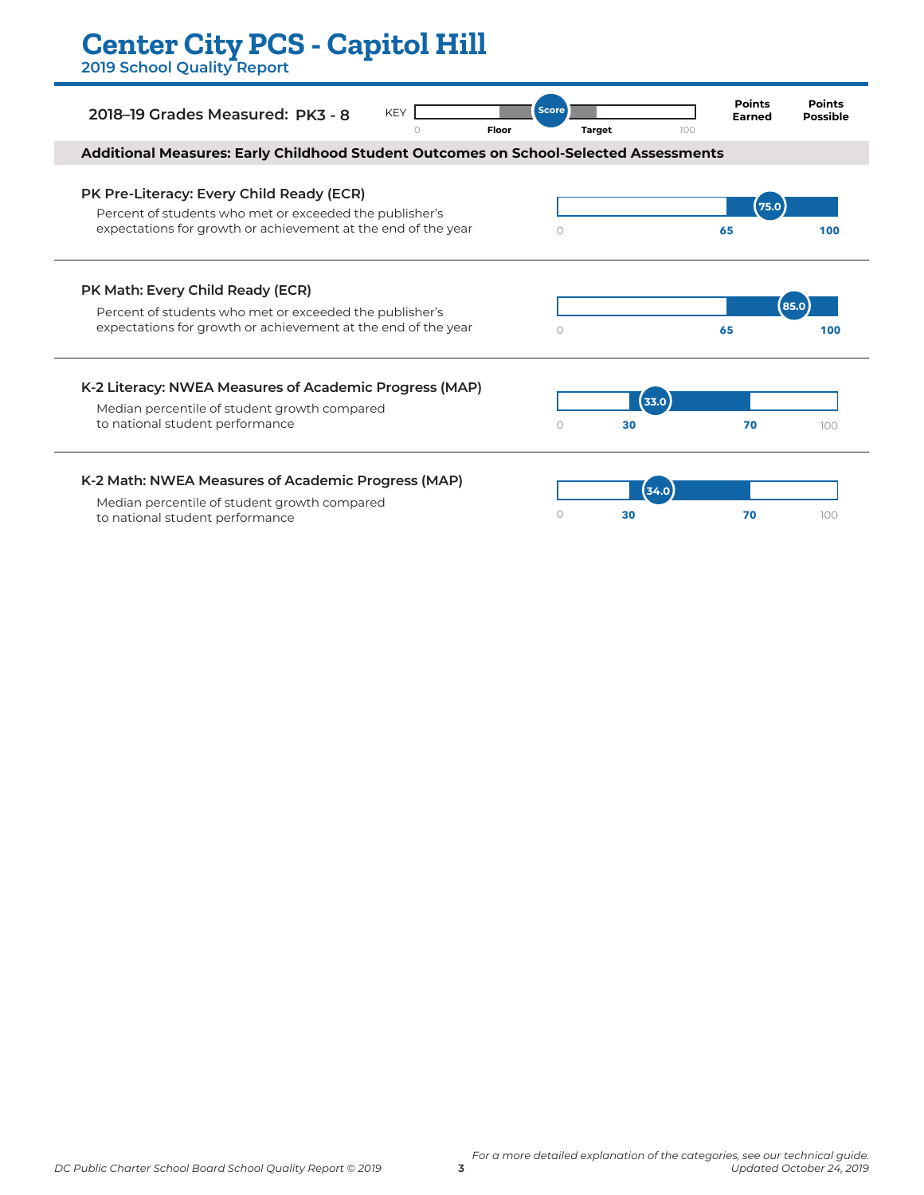# Center City PCS - Capitol Hill

**2019 School Quality Report**

**2018–19 Grades Measured: PK3 - 8**

KEY
0
Floor
Score
Target
100

**Points Earned** **Points Possible**

**Additional Measures: Early Childhood Student Outcomes on School-Selected Assessments**

### PK Pre-Literacy: Every Child Ready (ECR)

Percent of students who met or exceeded the publisher's expectations for growth or achievement at the end of the year

75.0
0
65
100

### PK Math: Every Child Ready (ECR)

Percent of students who met or exceeded the publisher's expectations for growth or achievement at the end of the year

85.0
0
65
100

### K-2 Literacy: NWEA Measures of Academic Progress (MAP)

Median percentile of student growth compared to national student performance

33.0
0
30
70
100

### K-2 Math: NWEA Measures of Academic Progress (MAP)

Median percentile of student growth compared to national student performance

34.0
0
30
70
100

*For a more detailed explanation of the categories, see our technical guide.*
*Updated October 24, 2019*